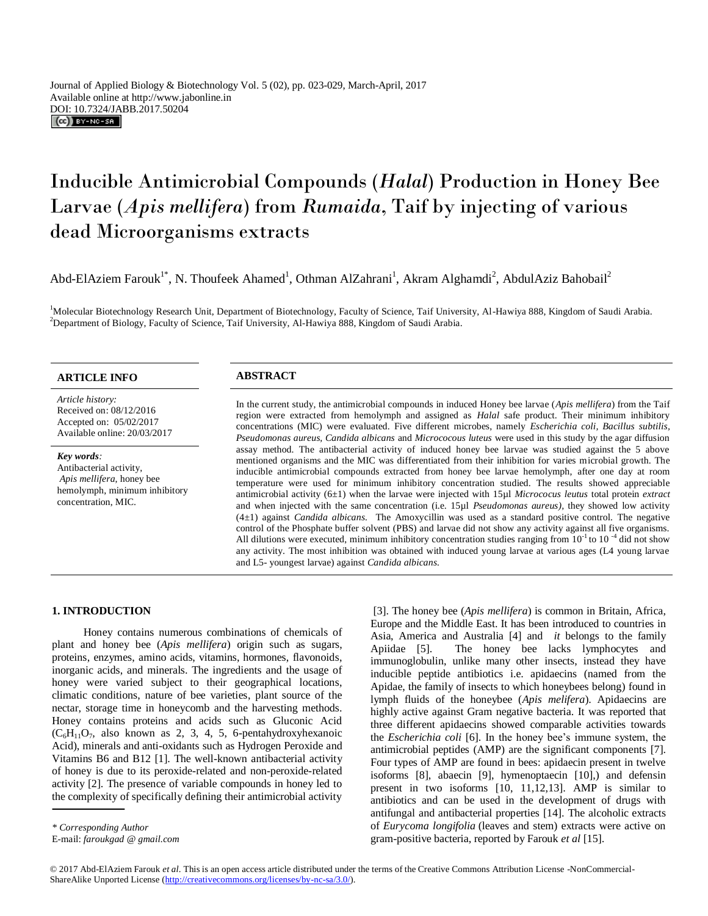Journal of Applied Biology & Biotechnology Vol. 5 (02), pp. 023-029, March-April, 2017
Available online at http://www.jabonline.in
DOI: 10.7324/JABB.2017.50204

# Inducible Antimicrobial Compounds (*Halal*) Production in Honey Bee Larvae (*Apis mellifera*) from *Rumaida*, Taif by injecting of various dead Microorganisms extracts

Abd-ElAziem Farouk[1*], N. Thoufeek Ahamed[1], Othman AlZahrani[1], Akram Alghamdi[2], AbdulAziz Bahobail[2]

[1]Molecular Biotechnology Research Unit, Department of Biotechnology, Faculty of Science, Taif University, Al-Hawiya 888, Kingdom of Saudi Arabia.
[2]Department of Biology, Faculty of Science, Taif University, Al-Hawiya 888, Kingdom of Saudi Arabia.

## ARTICLE INFO

*Article history:*
Received on: 08/12/2016
Accepted on: 05/02/2017
Available online: 20/03/2017

***Key words:***
Antibacterial activity, *Apis mellifera*, honey bee hemolymph, minimum inhibitory concentration, MIC.

## ABSTRACT

In the current study, the antimicrobial compounds in induced Honey bee larvae (*Apis mellifera*) from the Taif region were extracted from hemolymph and assigned as *Halal* safe product. Their minimum inhibitory concentrations (MIC) were evaluated. Five different microbes, namely *Escherichia coli, Bacillus subtilis, Pseudomonas aureus, Candida albicans* and *Micrococus luteus* were used in this study by the agar diffusion assay method. The antibacterial activity of induced honey bee larvae was studied against the 5 above mentioned organisms and the MIC was differentiated from their inhibition for varies microbial growth. The inducible antimicrobial compounds extracted from honey bee larvae hemolymph, after one day at room temperature were used for minimum inhibitory concentration studied. The results showed appreciable antimicrobial activity (6±1) when the larvae were injected with 15µl *Micrococus leutus* total protein *extract* and when injected with the same concentration (i.e. 15µl *Pseudomonas aureus),* they showed low activity (4±1) against *Candida albicans.* The Amoxycillin was used as a standard positive control. The negative control of the Phosphate buffer solvent (PBS) and larvae did not show any activity against all five organisms. All dilutions were executed, minimum inhibitory concentration studies ranging from $10^{-1}$ to $10^{-4}$ did not show any activity. The most inhibition was obtained with induced young larvae at various ages (L4 young larvae and L5- youngest larvae) against *Candida albicans.*

## 1. INTRODUCTION

Honey contains numerous combinations of chemicals of plant and honey bee (*Apis mellifera*) origin such as sugars, proteins, enzymes, amino acids, vitamins, hormones, flavonoids, inorganic acids, and minerals. The ingredients and the usage of honey were varied subject to their geographical locations, climatic conditions, nature of bee varieties, plant source of the nectar, storage time in honeycomb and the harvesting methods. Honey contains proteins and acids such as Gluconic Acid ($C_6H_{11}O_7$, also known as 2, 3, 4, 5, 6-pentahydroxyhexanoic Acid), minerals and anti-oxidants such as Hydrogen Peroxide and Vitamins B6 and B12 [1]. The well-known antibacterial activity of honey is due to its peroxide-related and non-peroxide-related activity [2]. The presence of variable compounds in honey led to the complexity of specifically defining their antimicrobial activity [3]. The honey bee (*Apis mellifera*) is common in Britain, Africa, Europe and the Middle East. It has been introduced to countries in Asia, America and Australia [4] and *it* belongs to the family Apiidae [5]. The honey bee lacks lymphocytes and immunoglobulin, unlike many other insects, instead they have inducible peptide antibiotics i.e. apidaecins (named from the Apidae, the family of insects to which honeybees belong) found in lymph fluids of the honeybee (*Apis melifera*). Apidaecins are highly active against Gram negative bacteria. It was reported that three different apidaecins showed comparable activities towards the *Escherichia coli* [6]. In the honey bee's immune system, the antimicrobial peptides (AMP) are the significant components [7]. Four types of AMP are found in bees: apidaecin present in twelve isoforms [8], abaecin [9], hymenoptaecin [10],) and defensin present in two isoforms [10, 11,12,13]. AMP is similar to antibiotics and can be used in the development of drugs with antifungal and antibacterial properties [14]. The alcoholic extracts of *Eurycoma longifolia* (leaves and stem) extracts were active on gram-positive bacteria, reported by Farouk *et al* [15].

\* *Corresponding Author*
E-mail: *faroukgad @ gmail.com*

© 2017 Abd-ElAziem Farouk *et al*. This is an open access article distributed under the terms of the Creative Commons Attribution License -NonCommercial-ShareAlike Unported License (http://creativecommons.org/licenses/by-nc-sa/3.0/).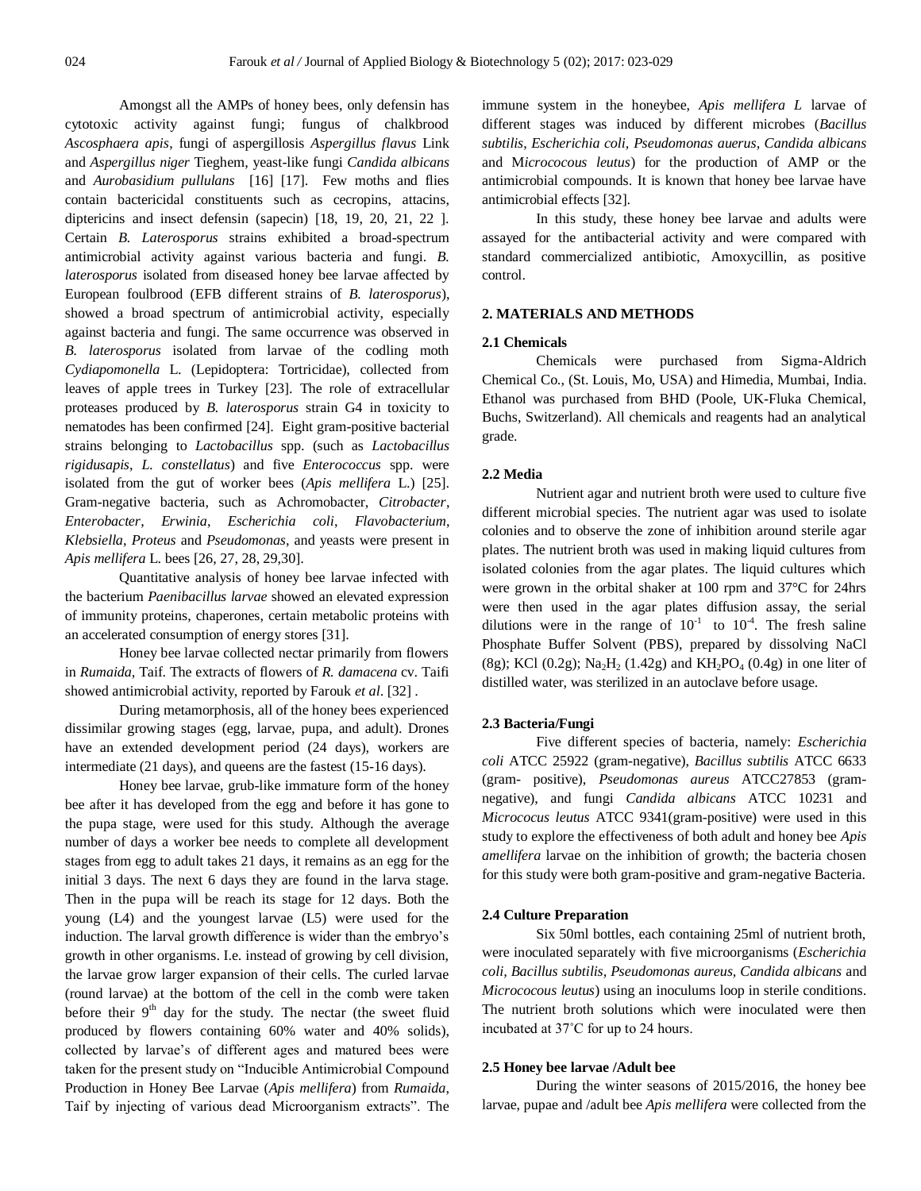Amongst all the AMPs of honey bees, only defensin has cytotoxic activity against fungi; fungus of chalkbrood *Ascosphaera apis*, fungi of aspergillosis *Aspergillus flavus* Link and *Aspergillus niger* Tieghem, yeast-like fungi *Candida albicans* and *Aurobasidium pullulans* [16] [17]. Few moths and flies contain bactericidal constituents such as cecropins, attacins, diptericins and insect defensin (sapecin) [18, 19, 20, 21, 22 ]. Certain *B. Laterosporus* strains exhibited a broad-spectrum antimicrobial activity against various bacteria and fungi. *B. laterosporus* isolated from diseased honey bee larvae affected by European foulbrood (EFB different strains of *B. laterosporus*), showed a broad spectrum of antimicrobial activity, especially against bacteria and fungi. The same occurrence was observed in *B. laterosporus* isolated from larvae of the codling moth *Cydiapomonella* L. (Lepidoptera: Tortricidae), collected from leaves of apple trees in Turkey [23]. The role of extracellular proteases produced by *B. laterosporus* strain G4 in toxicity to nematodes has been confirmed [24]. Eight gram-positive bacterial strains belonging to *Lactobacillus* spp. (such as *Lactobacillus rigidusapis*, *L. constellatus*) and five *Enterococcus* spp. were isolated from the gut of worker bees (*Apis mellifera* L.) [25]. Gram-negative bacteria, such as Achromobacter, *Citrobacter*, *Enterobacter*, *Erwinia*, *Escherichia coli*, *Flavobacterium*, *Klebsiella*, *Proteus* and *Pseudomonas*, and yeasts were present in *Apis mellifera* L. bees [26, 27, 28, 29,30].

Quantitative analysis of honey bee larvae infected with the bacterium *Paenibacillus larvae* showed an elevated expression of immunity proteins, chaperones, certain metabolic proteins with an accelerated consumption of energy stores [31].

Honey bee larvae collected nectar primarily from flowers in *Rumaida*, Taif. The extracts of flowers of *R. damacena* cv. Taifi showed antimicrobial activity, reported by Farouk *et al*. [32] .

During metamorphosis, all of the honey bees experienced dissimilar growing stages (egg, larvae, pupa, and adult). Drones have an extended development period (24 days), workers are intermediate (21 days), and queens are the fastest (15-16 days).

Honey bee larvae, grub-like immature form of the honey bee after it has developed from the egg and before it has gone to the pupa stage, were used for this study. Although the average number of days a worker bee needs to complete all development stages from egg to adult takes 21 days, it remains as an egg for the initial 3 days. The next 6 days they are found in the larva stage. Then in the pupa will be reach its stage for 12 days. Both the young (L4) and the youngest larvae (L5) were used for the induction. The larval growth difference is wider than the embryo's growth in other organisms. I.e. instead of growing by cell division, the larvae grow larger expansion of their cells. The curled larvae (round larvae) at the bottom of the cell in the comb were taken before their 9th day for the study. The nectar (the sweet fluid produced by flowers containing 60% water and 40% solids), collected by larvae's of different ages and matured bees were taken for the present study on "Inducible Antimicrobial Compound Production in Honey Bee Larvae (*Apis mellifera*) from *Rumaida*, Taif by injecting of various dead Microorganism extracts". The immune system in the honeybee, *Apis mellifera L* larvae of different stages was induced by different microbes (*Bacillus subtilis*, *Escherichia coli, Pseudomonas auerus, Candida albicans* and M*icrococous leutus*) for the production of AMP or the antimicrobial compounds. It is known that honey bee larvae have antimicrobial effects [32].

In this study, these honey bee larvae and adults were assayed for the antibacterial activity and were compared with standard commercialized antibiotic, Amoxycillin, as positive control.

## 2. MATERIALS AND METHODS

### 2.1 Chemicals

Chemicals were purchased from Sigma-Aldrich Chemical Co., (St. Louis, Mo, USA) and Himedia, Mumbai, India. Ethanol was purchased from BHD (Poole, UK-Fluka Chemical, Buchs, Switzerland). All chemicals and reagents had an analytical grade.

### 2.2 Media

Nutrient agar and nutrient broth were used to culture five different microbial species. The nutrient agar was used to isolate colonies and to observe the zone of inhibition around sterile agar plates. The nutrient broth was used in making liquid cultures from isolated colonies from the agar plates. The liquid cultures which were grown in the orbital shaker at 100 rpm and 37°C for 24hrs were then used in the agar plates diffusion assay, the serial dilutions were in the range of $10^{-1}$ to $10^{-4}$. The fresh saline Phosphate Buffer Solvent (PBS), prepared by dissolving NaCl (8g); KCl (0.2g); $Na_2H_2$ (1.42g) and $KH_2PO_4$ (0.4g) in one liter of distilled water, was sterilized in an autoclave before usage.

### 2.3 Bacteria/Fungi

Five different species of bacteria, namely: *Escherichia coli* ATCC 25922 (gram-negative), *Bacillus subtilis* ATCC 6633 (gram- positive), *Pseudomonas aureus* ATCC27853 (gram-negative), and fungi *Candida albicans* ATCC 10231 and *Micrococus leutus* ATCC 9341(gram-positive) were used in this study to explore the effectiveness of both adult and honey bee *Apis amellifera* larvae on the inhibition of growth; the bacteria chosen for this study were both gram-positive and gram-negative Bacteria.

### 2.4 Culture Preparation

Six 50ml bottles, each containing 25ml of nutrient broth, were inoculated separately with five microorganisms (*Escherichia coli, Bacillus subtilis*, *Pseudomonas aureus*, *Candida albicans* and *Micrococous leutus*) using an inoculums loop in sterile conditions. The nutrient broth solutions which were inoculated were then incubated at 37˚C for up to 24 hours.

### 2.5 Honey bee larvae /Adult bee

During the winter seasons of 2015/2016, the honey bee larvae, pupae and /adult bee *Apis mellifera* were collected from the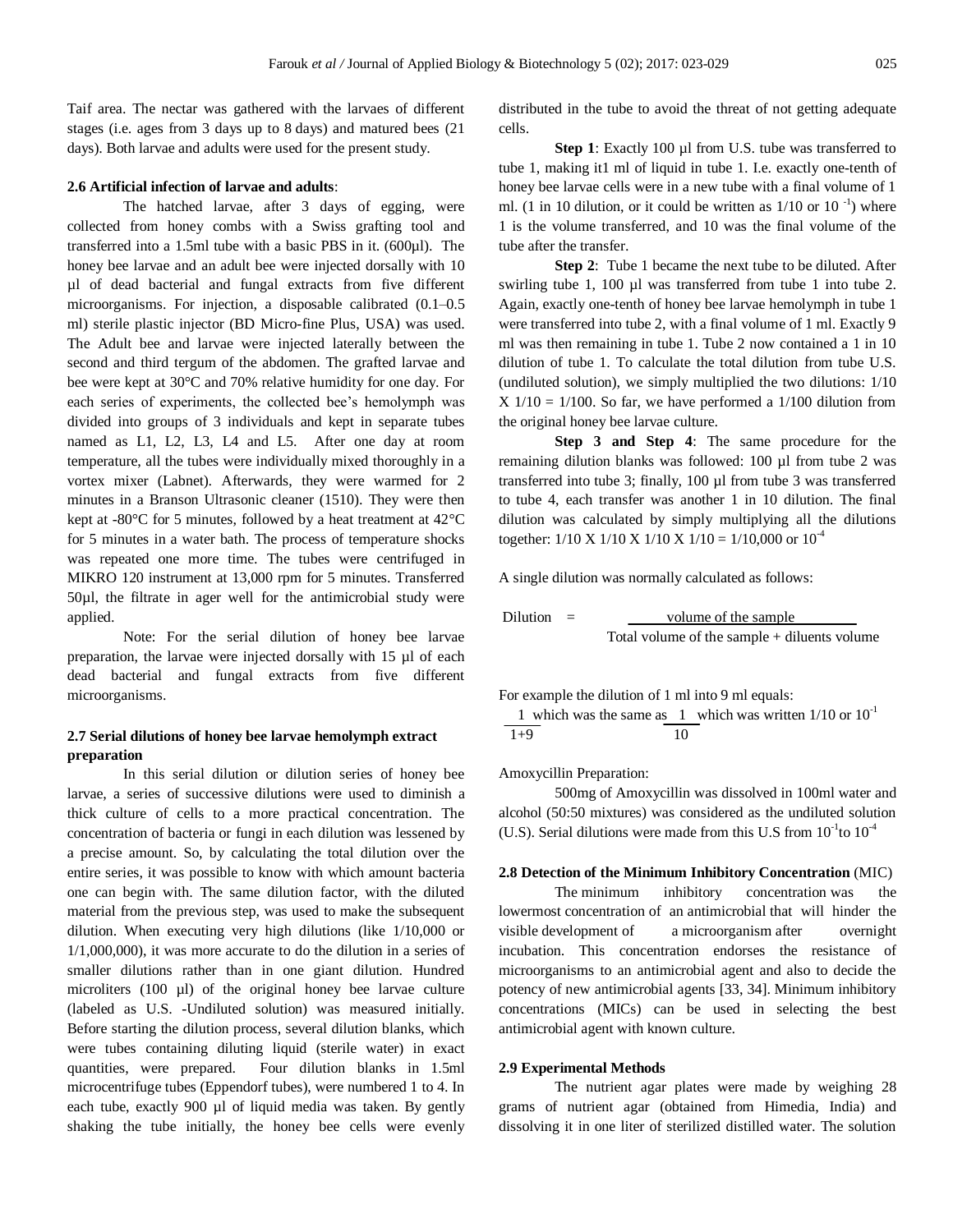Taif area. The nectar was gathered with the larvaes of different stages (i.e. ages from 3 days up to 8 days) and matured bees (21 days). Both larvae and adults were used for the present study.

#### 2.6 Artificial infection of larvae and adults:

The hatched larvae, after 3 days of egging, were collected from honey combs with a Swiss grafting tool and transferred into a 1.5ml tube with a basic PBS in it. (600µl). The honey bee larvae and an adult bee were injected dorsally with 10 µl of dead bacterial and fungal extracts from five different microorganisms. For injection, a disposable calibrated (0.1–0.5 ml) sterile plastic injector (BD Micro-fine Plus, USA) was used. The Adult bee and larvae were injected laterally between the second and third tergum of the abdomen. The grafted larvae and bee were kept at 30°C and 70% relative humidity for one day. For each series of experiments, the collected bee's hemolymph was divided into groups of 3 individuals and kept in separate tubes named as L1, L2, L3, L4 and L5. After one day at room temperature, all the tubes were individually mixed thoroughly in a vortex mixer (Labnet). Afterwards, they were warmed for 2 minutes in a Branson Ultrasonic cleaner (1510). They were then kept at -80°C for 5 minutes, followed by a heat treatment at 42°C for 5 minutes in a water bath. The process of temperature shocks was repeated one more time. The tubes were centrifuged in MIKRO 120 instrument at 13,000 rpm for 5 minutes. Transferred 50µl, the filtrate in ager well for the antimicrobial study were applied.

Note: For the serial dilution of honey bee larvae preparation, the larvae were injected dorsally with 15 µl of each dead bacterial and fungal extracts from five different microorganisms.

#### 2.7 Serial dilutions of honey bee larvae hemolymph extract preparation

In this serial dilution or dilution series of honey bee larvae, a series of successive dilutions were used to diminish a thick culture of cells to a more practical concentration. The concentration of bacteria or fungi in each dilution was lessened by a precise amount. So, by calculating the total dilution over the entire series, it was possible to know with which amount bacteria one can begin with. The same dilution factor, with the diluted material from the previous step, was used to make the subsequent dilution. When executing very high dilutions (like 1/10,000 or 1/1,000,000), it was more accurate to do the dilution in a series of smaller dilutions rather than in one giant dilution. Hundred microliters (100 µl) of the original honey bee larvae culture (labeled as U.S. -Undiluted solution) was measured initially. Before starting the dilution process, several dilution blanks, which were tubes containing diluting liquid (sterile water) in exact quantities, were prepared. Four dilution blanks in 1.5ml microcentrifuge tubes (Eppendorf tubes), were numbered 1 to 4. In each tube, exactly 900 µl of liquid media was taken. By gently shaking the tube initially, the honey bee cells were evenly distributed in the tube to avoid the threat of not getting adequate cells.

**Step 1**: Exactly 100 µl from U.S. tube was transferred to tube 1, making it1 ml of liquid in tube 1. I.e. exactly one-tenth of honey bee larvae cells were in a new tube with a final volume of 1 ml. (1 in 10 dilution, or it could be written as 1/10 or $10^{-1}$) where 1 is the volume transferred, and 10 was the final volume of the tube after the transfer.

**Step 2**: Tube 1 became the next tube to be diluted. After swirling tube 1, 100 µl was transferred from tube 1 into tube 2. Again, exactly one-tenth of honey bee larvae hemolymph in tube 1 were transferred into tube 2, with a final volume of 1 ml. Exactly 9 ml was then remaining in tube 1. Tube 2 now contained a 1 in 10 dilution of tube 1. To calculate the total dilution from tube U.S. (undiluted solution), we simply multiplied the two dilutions: 1/10 X 1/10 = 1/100. So far, we have performed a 1/100 dilution from the original honey bee larvae culture.

**Step 3 and Step 4**: The same procedure for the remaining dilution blanks was followed: 100 µl from tube 2 was transferred into tube 3; finally, 100 µl from tube 3 was transferred to tube 4, each transfer was another 1 in 10 dilution. The final dilution was calculated by simply multiplying all the dilutions together: 1/10 X 1/10 X 1/10 X 1/10 = 1/10,000 or $10^{-4}$

A single dilution was normally calculated as follows:

$$\text{Dilution} = \frac{\text{volume of the sample}}{\text{Total volume of the sample + diluents volume}}$$

For example the dilution of 1 ml into 9 ml equals:

$\frac{1}{1+9}$ which was the same as $\frac{1}{10}$ which was written 1/10 or $10^{-1}$

Amoxycillin Preparation:

500mg of Amoxycillin was dissolved in 100ml water and alcohol (50:50 mixtures) was considered as the undiluted solution (U.S). Serial dilutions were made from this U.S from $10^{-1}$to $10^{-4}$

#### 2.8 Detection of the Minimum Inhibitory Concentration (MIC)

The minimum inhibitory concentration was the lowermost concentration of an antimicrobial that will hinder the visible development of a microorganism after overnight incubation. This concentration endorses the resistance of microorganisms to an antimicrobial agent and also to decide the potency of new antimicrobial agents [33, 34]. Minimum inhibitory concentrations (MICs) can be used in selecting the best antimicrobial agent with known culture.

#### 2.9 Experimental Methods

The nutrient agar plates were made by weighing 28 grams of nutrient agar (obtained from Himedia, India) and dissolving it in one liter of sterilized distilled water. The solution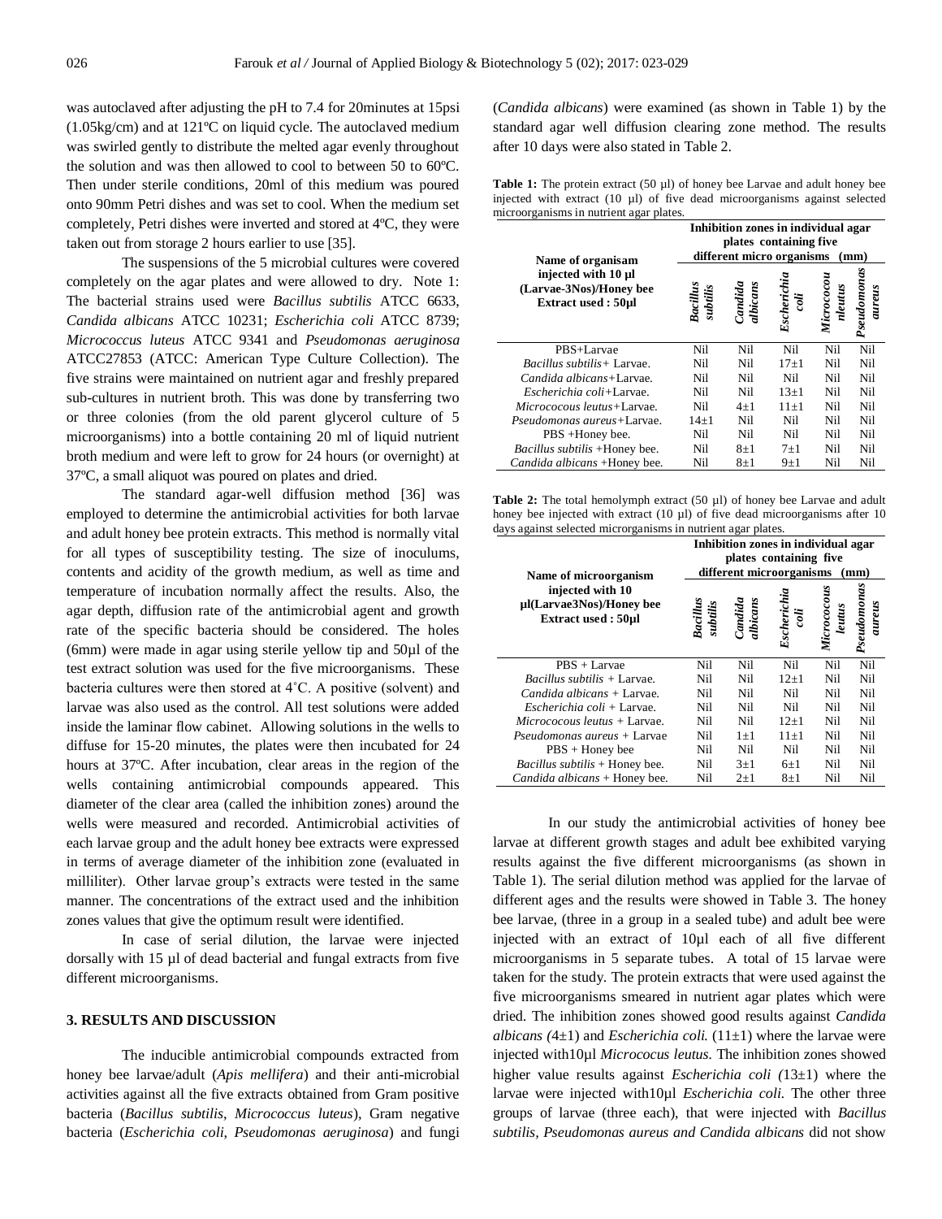was autoclaved after adjusting the pH to 7.4 for 20minutes at 15psi (1.05kg/cm) and at 121ºC on liquid cycle. The autoclaved medium was swirled gently to distribute the melted agar evenly throughout the solution and was then allowed to cool to between 50 to 60ºC. Then under sterile conditions, 20ml of this medium was poured onto 90mm Petri dishes and was set to cool. When the medium set completely, Petri dishes were inverted and stored at 4ºC, they were taken out from storage 2 hours earlier to use [35].

The suspensions of the 5 microbial cultures were covered completely on the agar plates and were allowed to dry. Note 1: The bacterial strains used were *Bacillus subtilis* ATCC 6633, *Candida albicans* ATCC 10231; *Escherichia coli* ATCC 8739; *Micrococcus luteus* ATCC 9341 and *Pseudomonas aeruginosa* ATCC27853 (ATCC: American Type Culture Collection). The five strains were maintained on nutrient agar and freshly prepared sub-cultures in nutrient broth. This was done by transferring two or three colonies (from the old parent glycerol culture of 5 microorganisms) into a bottle containing 20 ml of liquid nutrient broth medium and were left to grow for 24 hours (or overnight) at 37ºC, a small aliquot was poured on plates and dried.

The standard agar-well diffusion method [36] was employed to determine the antimicrobial activities for both larvae and adult honey bee protein extracts. This method is normally vital for all types of susceptibility testing. The size of inoculums, contents and acidity of the growth medium, as well as time and temperature of incubation normally affect the results. Also, the agar depth, diffusion rate of the antimicrobial agent and growth rate of the specific bacteria should be considered. The holes (6mm) were made in agar using sterile yellow tip and 50µl of the test extract solution was used for the five microorganisms. These bacteria cultures were then stored at 4˚C. A positive (solvent) and larvae was also used as the control. All test solutions were added inside the laminar flow cabinet. Allowing solutions in the wells to diffuse for 15-20 minutes, the plates were then incubated for 24 hours at 37ºC. After incubation, clear areas in the region of the wells containing antimicrobial compounds appeared. This diameter of the clear area (called the inhibition zones) around the wells were measured and recorded. Antimicrobial activities of each larvae group and the adult honey bee extracts were expressed in terms of average diameter of the inhibition zone (evaluated in milliliter). Other larvae group's extracts were tested in the same manner. The concentrations of the extract used and the inhibition zones values that give the optimum result were identified.

In case of serial dilution, the larvae were injected dorsally with 15 µl of dead bacterial and fungal extracts from five different microorganisms.

## 3. RESULTS AND DISCUSSION

The inducible antimicrobial compounds extracted from honey bee larvae/adult (*Apis mellifera*) and their anti-microbial activities against all the five extracts obtained from Gram positive bacteria (*Bacillus subtilis*, *Micrococcus luteus*), Gram negative bacteria (*Escherichia coli*, *Pseudomonas aeruginosa*) and fungi (*Candida albicans*) were examined (as shown in Table 1) by the standard agar well diffusion clearing zone method. The results after 10 days were also stated in Table 2.

**Table 1:** The protein extract (50 µl) of honey bee Larvae and adult honey bee injected with extract (10 µl) of five dead microorganisms against selected microorganisms in nutrient agar plates.

| Name of organisam injected with 10 µl (Larvae-3Nos)/Honey bee Extract used : 50µl | Inhibition zones in individual agar plates containing five different micro organisms (mm) | | | | |
|---|---|---|---|---|---|
| | *Bacillus subtilis* | *Candida albicans* | *Escherichia coli* | *Micrococcu nleutus* | *Pseudomonas aureus* |
| PBS+Larvae | Nil | Nil | Nil | Nil | Nil |
| *Bacillus subtilis*+ Larvae. | Nil | Nil | 17±1 | Nil | Nil |
| *Candida albicans*+Larvae. | Nil | Nil | Nil | Nil | Nil |
| *Escherichia coli*+Larvae. | Nil | Nil | 13±1 | Nil | Nil |
| *Micrococous leutus*+Larvae. | Nil | 4±1 | 11±1 | Nil | Nil |
| *Pseudomonas aureus*+Larvae. | 14±1 | Nil | Nil | Nil | Nil |
| PBS +Honey bee. | Nil | Nil | Nil | Nil | Nil |
| *Bacillus subtilis* +Honey bee. | Nil | 8±1 | 7±1 | Nil | Nil |
| *Candida albicans* +Honey bee. | Nil | 8±1 | 9±1 | Nil | Nil |

**Table 2:** The total hemolymph extract (50 µl) of honey bee Larvae and adult honey bee injected with extract (10 µl) of five dead microorganisms after 10 days against selected microrganisms in nutrient agar plates.

| Name of microorganism injected with 10 µl(Larvae3Nos)/Honey bee Extract used : 50µl | Inhibition zones in individual agar plates containing five different microorganisms (mm) | | | | |
|---|---|---|---|---|---|
| | *Bacillus subtilis* | *Candida albicans* | *Escherichia coli* | *Micrococous leutus* | *Pseudomonas aureus* |
| PBS + Larvae | Nil | Nil | Nil | Nil | Nil |
| *Bacillus subtilis* + Larvae. | Nil | Nil | 12±1 | Nil | Nil |
| *Candida albicans* + Larvae. | Nil | Nil | Nil | Nil | Nil |
| *Escherichia coli* + Larvae. | Nil | Nil | Nil | Nil | Nil |
| *Micrococous leutus* + Larvae. | Nil | Nil | 12±1 | Nil | Nil |
| *Pseudomonas aureus* + Larvae | Nil | 1±1 | 11±1 | Nil | Nil |
| PBS + Honey bee | Nil | Nil | Nil | Nil | Nil |
| *Bacillus subtilis* + Honey bee. | Nil | 3±1 | 6±1 | Nil | Nil |
| *Candida albicans* + Honey bee. | Nil | 2±1 | 8±1 | Nil | Nil |

In our study the antimicrobial activities of honey bee larvae at different growth stages and adult bee exhibited varying results against the five different microorganisms (as shown in Table 1). The serial dilution method was applied for the larvae of different ages and the results were showed in Table 3. The honey bee larvae, (three in a group in a sealed tube) and adult bee were injected with an extract of 10µl each of all five different microorganisms in 5 separate tubes. A total of 15 larvae were taken for the study. The protein extracts that were used against the five microorganisms smeared in nutrient agar plates which were dried. The inhibition zones showed good results against *Candida albicans (*4±1) and *Escherichia coli.* (11±1) where the larvae were injected with10µl *Micrococus leutus.* The inhibition zones showed higher value results against *Escherichia coli (*13±1) where the larvae were injected with10µl *Escherichia coli.* The other three groups of larvae (three each), that were injected with *Bacillus subtilis, Pseudomonas aureus and Candida albicans* did not show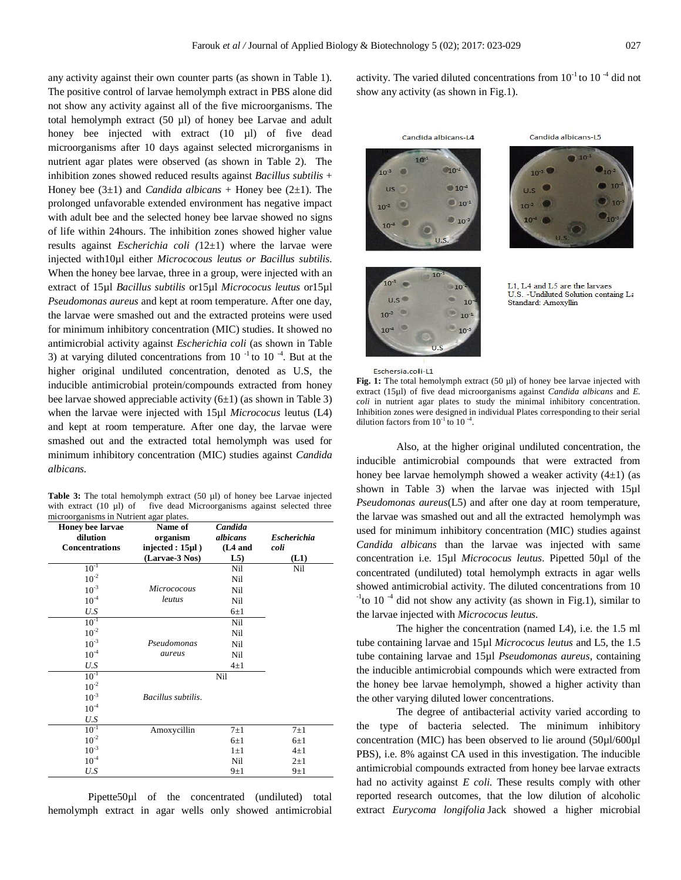any activity against their own counter parts (as shown in Table 1). The positive control of larvae hemolymph extract in PBS alone did not show any activity against all of the five microorganisms. The total hemolymph extract (50 µl) of honey bee Larvae and adult honey bee injected with extract (10 µl) of five dead microorganisms after 10 days against selected microrganisms in nutrient agar plates were observed (as shown in Table 2). The inhibition zones showed reduced results against *Bacillus subtilis* + Honey bee (3±1) and *Candida albicans* + Honey bee (2±1). The prolonged unfavorable extended environment has negative impact with adult bee and the selected honey bee larvae showed no signs of life within 24hours. The inhibition zones showed higher value results against *Escherichia coli (*12±1) where the larvae were injected with10µl either *Micrococous leutus or Bacillus subtilis.* When the honey bee larvae, three in a group, were injected with an extract of 15µl *Bacillus subtilis* or15µl *Micrococus leutus* or15µl *Pseudomonas aureus* and kept at room temperature. After one day, the larvae were smashed out and the extracted proteins were used for minimum inhibitory concentration (MIC) studies. It showed no antimicrobial activity against *Escherichia coli* (as shown in Table 3) at varying diluted concentrations from $10^{-1}$ to $10^{-4}$. But at the higher original undiluted concentration, denoted as U.S, the inducible antimicrobial protein/compounds extracted from honey bee larvae showed appreciable activity (6±1) (as shown in Table 3) when the larvae were injected with 15µl *Micrococus* leutus (L4) and kept at room temperature. After one day, the larvae were smashed out and the extracted total hemolymph was used for minimum inhibitory concentration (MIC) studies against *Candida albicans.*

**Table 3:** The total hemolymph extract (50 µl) of honey bee Larvae injected with extract (10 µl) of five dead Microorganisms against selected three microorganisms in Nutrient agar plates.

| Honey bee larvae dilution Concentrations | Name of organism injected : 15µl ) (Larvae-3 Nos) | *Candida albicans* (L4 and L5) | *Escherichia coli* (L1) |
|---|---|---|---|
| $10^{-1}$ | *Micrococous leutus* | Nil | Nil |
| $10^{-2}$ | | Nil | |
| $10^{-3}$ | | Nil | |
| $10^{-4}$ | | Nil | |
| *U.S* | | 6±1 | |
| $10^{-1}$ | *Pseudomonas aureus* | Nil | |
| $10^{-2}$ | | Nil | |
| $10^{-3}$ | | Nil | |
| $10^{-4}$ | | Nil | |
| *U.S* | | 4±1 | |
| $10^{-1}$ | *Bacillus subtilis.* | Nil | |
| $10^{-2}$ | | | |
| $10^{-3}$ | | | |
| $10^{-4}$ | | | |
| *U.S* | | | |
| $10^{-1}$ | Amoxycillin | 7±1 | 7±1 |
| $10^{-2}$ | | 6±1 | 6±1 |
| $10^{-3}$ | | 1±1 | 4±1 |
| $10^{-4}$ | | Nil | 2±1 |
| *U.S* | | 9±1 | 9±1 |

Pipette50µl of the concentrated (undiluted) total hemolymph extract in agar wells only showed antimicrobial activity. The varied diluted concentrations from $10^{-1}$ to $10^{-4}$ did not show any activity (as shown in Fig.1).

**Fig. 1:** The total hemolymph extract (50 µl) of honey bee larvae injected with extract (15µl) of five dead microorganisms against *Candida albicans* and *E. coli* in nutrient agar plates to study the minimal inhibitory concentration. Inhibition zones were designed in individual Plates corresponding to their serial dilution factors from $10^{-1}$ to $10^{-4}$.

Also, at the higher original undiluted concentration, the inducible antimicrobial compounds that were extracted from honey bee larvae hemolymph showed a weaker activity (4±1) (as shown in Table 3) when the larvae was injected with 15µl *Pseudomonas aureus*(L5) and after one day at room temperature, the larvae was smashed out and all the extracted hemolymph was used for minimum inhibitory concentration (MIC) studies against *Candida albicans* than the larvae was injected with same concentration i.e. 15µl *Micrococus leutus*. Pipetted 50µl of the concentrated (undiluted) total hemolymph extracts in agar wells showed antimicrobial activity. The diluted concentrations from $10^{-1}$to $10^{-4}$ did not show any activity (as shown in Fig.1), similar to the larvae injected with *Micrococus leutus.*

The higher the concentration (named L4), i.e. the 1.5 ml tube containing larvae and 15µl *Micrococus leutus* and L5, the 1.5 tube containing larvae and 15µl *Pseudomonas aureus*, containing the inducible antimicrobial compounds which were extracted from the honey bee larvae hemolymph, showed a higher activity than the other varying diluted lower concentrations.

The degree of antibacterial activity varied according to the type of bacteria selected. The minimum inhibitory concentration (MIC) has been observed to lie around (50µl/600µl PBS), i.e. 8% against CA used in this investigation. The inducible antimicrobial compounds extracted from honey bee larvae extracts had no activity against *E coli.* These results comply with other reported research outcomes, that the low dilution of alcoholic extract *Eurycoma longifolia* Jack showed a higher microbial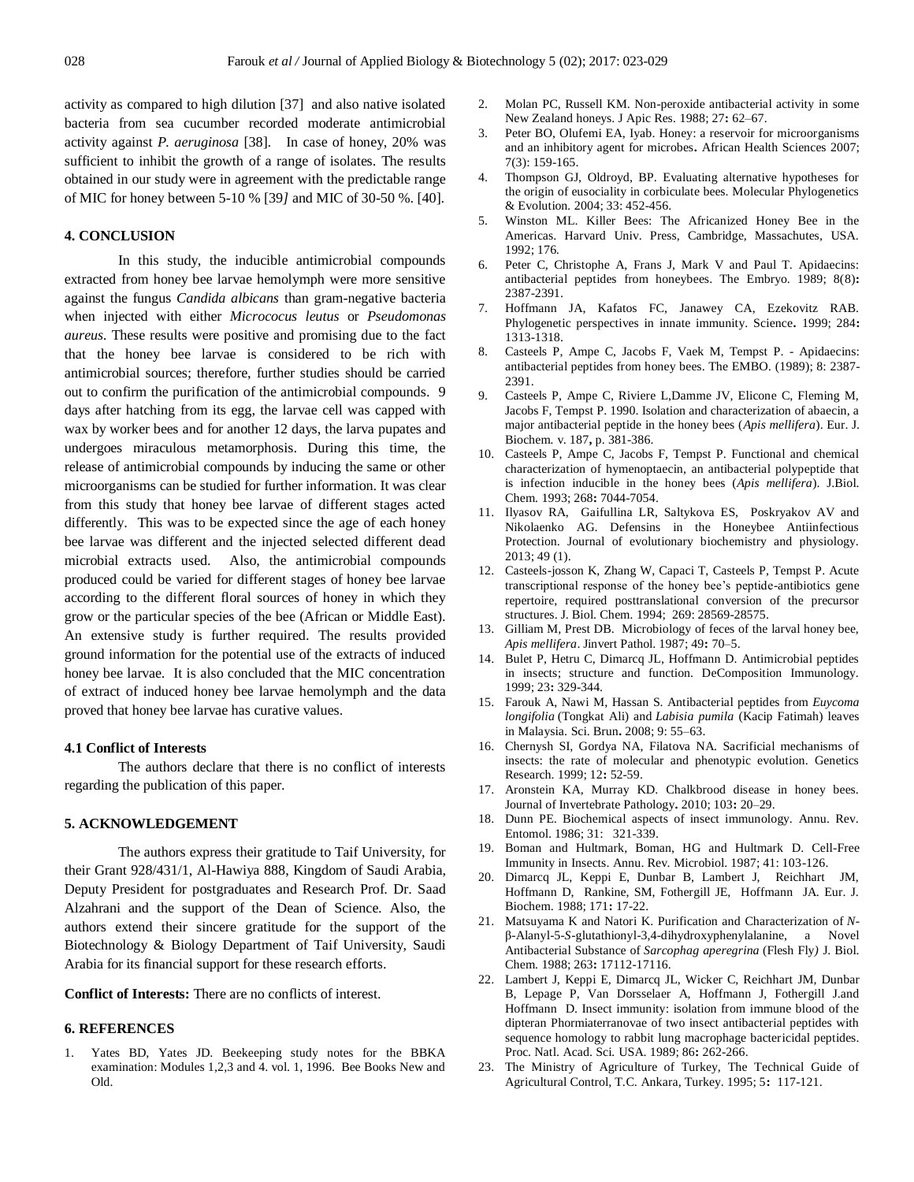activity as compared to high dilution [37] and also native isolated bacteria from sea cucumber recorded moderate antimicrobial activity against *P. aeruginosa* [38]. In case of honey, 20% was sufficient to inhibit the growth of a range of isolates. The results obtained in our study were in agreement with the predictable range of MIC for honey between 5-10 % [39*]* and MIC of 30-50 %. [40].

## 4. CONCLUSION

In this study, the inducible antimicrobial compounds extracted from honey bee larvae hemolymph were more sensitive against the fungus *Candida albicans* than gram-negative bacteria when injected with either *Micrococus leutus* or *Pseudomonas aureus.* These results were positive and promising due to the fact that the honey bee larvae is considered to be rich with antimicrobial sources; therefore, further studies should be carried out to confirm the purification of the antimicrobial compounds. 9 days after hatching from its egg, the larvae cell was capped with wax by worker bees and for another 12 days, the larva pupates and undergoes miraculous metamorphosis. During this time, the release of antimicrobial compounds by inducing the same or other microorganisms can be studied for further information. It was clear from this study that honey bee larvae of different stages acted differently. This was to be expected since the age of each honey bee larvae was different and the injected selected different dead microbial extracts used. Also, the antimicrobial compounds produced could be varied for different stages of honey bee larvae according to the different floral sources of honey in which they grow or the particular species of the bee (African or Middle East). An extensive study is further required. The results provided ground information for the potential use of the extracts of induced honey bee larvae. It is also concluded that the MIC concentration of extract of induced honey bee larvae hemolymph and the data proved that honey bee larvae has curative values.

### 4.1 Conflict of Interests

The authors declare that there is no conflict of interests regarding the publication of this paper.

## 5. ACKNOWLEDGEMENT

The authors express their gratitude to Taif University, for their Grant 928/431/1, Al-Hawiya 888, Kingdom of Saudi Arabia, Deputy President for postgraduates and Research Prof. Dr. Saad Alzahrani and the support of the Dean of Science. Also, the authors extend their sincere gratitude for the support of the Biotechnology & Biology Department of Taif University, Saudi Arabia for its financial support for these research efforts.

**Conflict of Interests:** There are no conflicts of interest.

## 6. REFERENCES

1. Yates BD, Yates JD. Beekeeping study notes for the BBKA examination: Modules 1,2,3 and 4. vol. 1, 1996. Bee Books New and Old.
2. Molan PC, Russell KM. Non-peroxide antibacterial activity in some New Zealand honeys. J Apic Res. 1988; 27**:** 62–67.
3. Peter BO, Olufemi EA, Iyab. Honey: a reservoir for microorganisms and an inhibitory agent for microbes**.** African Health Sciences 2007; 7(3): 159-165.
4. Thompson GJ, Oldroyd, BP. Evaluating alternative hypotheses for the origin of eusociality in corbiculate bees. Molecular Phylogenetics & Evolution. 2004; 33: 452-456.
5. Winston ML. Killer Bees: The Africanized Honey Bee in the Americas. Harvard Univ. Press, Cambridge, Massachutes, USA. 1992; 176.
6. Peter C, Christophe A, Frans J, Mark V and Paul T. Apidaecins: antibacterial peptides from honeybees. The Embryo. 1989; 8(8)**:** 2387-2391.
7. Hoffmann JA, Kafatos FC, Janawey CA, Ezekovitz RAB. Phylogenetic perspectives in innate immunity. Science**.** 1999; 284**:** 1313-1318.
8. Casteels P, Ampe C, Jacobs F, Vaek M, Tempst P. - Apidaecins: antibacterial peptides from honey bees. The EMBO. (1989); 8: 2387-2391.
9. Casteels P, Ampe C, Riviere L,Damme JV, Elicone C, Fleming M, Jacobs F, Tempst P. 1990. Isolation and characterization of abaecin, a major antibacterial peptide in the honey bees (*Apis mellifera*). Eur. J. Biochem. v. 187**,** p. 381-386.
10. Casteels P, Ampe C, Jacobs F, Tempst P. Functional and chemical characterization of hymenoptaecin, an antibacterial polypeptide that is infection inducible in the honey bees (*Apis mellifera*). J.Biol. Chem. 1993; 268**:** 7044-7054.
11. Ilyasov RA, Gaifullina LR, Saltykova ES, Poskryakov AV and Nikolaenko AG. Defensins in the Honeybee Antiinfectious Protection. Journal of evolutionary biochemistry and physiology. 2013; 49 (1).
12. Casteels-josson K, Zhang W, Capaci T, Casteels P, Tempst P. Acute transcriptional response of the honey bee's peptide-antibiotics gene repertoire, required posttranslational conversion of the precursor structures. J. Biol. Chem. 1994; 269: 28569-28575.
13. Gilliam M, Prest DB. Microbiology of feces of the larval honey bee, *Apis mellifera*. Jinvert Pathol. 1987; 49**:** 70–5.
14. Bulet P, Hetru C, Dimarcq JL, Hoffmann D. Antimicrobial peptides in insects; structure and function. DeComposition Immunology. 1999; 23**:** 329-344.
15. Farouk A, Nawi M, Hassan S. Antibacterial peptides from *Euycoma longifolia* (Tongkat Ali) and *Labisia pumila* (Kacip Fatimah) leaves in Malaysia. Sci. Brun**.** 2008; 9: 55–63.
16. Chernysh SI, Gordya NA, Filatova NA. Sacrificial mechanisms of insects: the rate of molecular and phenotypic evolution. Genetics Research. 1999; 12**:** 52-59.
17. Aronstein KA, Murray KD. Chalkbrood disease in honey bees. Journal of Invertebrate Pathology**.** 2010; 103**:** 20–29.
18. Dunn PE. Biochemical aspects of insect immunology. Annu. Rev. Entomol. 1986; 31: 321-339.
19. Boman and Hultmark, Boman, HG and Hultmark D. Cell-Free Immunity in Insects. Annu. Rev. Microbiol. 1987; 41: 103-126.
20. Dimarcq JL, Keppi E, Dunbar B, Lambert J, Reichhart JM, Hoffmann D, Rankine, SM, Fothergill JE, Hoffmann JA. Eur. J. Biochem. 1988; 171**:** 17-22.
21. Matsuyama K and Natori K. Purification and Characterization of *N*-β-Alanyl-5-*S*-glutathionyl-3,4-dihydroxyphenylalanine, a Novel Antibacterial Substance of *Sarcophag aperegrina* (Flesh Fly*)* J. Biol. Chem. 1988; 263**:** 17112-17116.
22. Lambert J, Keppi E, Dimarcq JL, Wicker C, Reichhart JM, Dunbar B, Lepage P, Van Dorsselaer A, Hoffmann J, Fothergill J.and Hoffmann D. Insect immunity: isolation from immune blood of the dipteran Phormiaterranovae of two insect antibacterial peptides with sequence homology to rabbit lung macrophage bactericidal peptides. Proc. Natl. Acad. Sci. USA. 1989; 86**:** 262-266.
23. The Ministry of Agriculture of Turkey, The Technical Guide of Agricultural Control, T.C. Ankara, Turkey. 1995; 5**:** 117-121.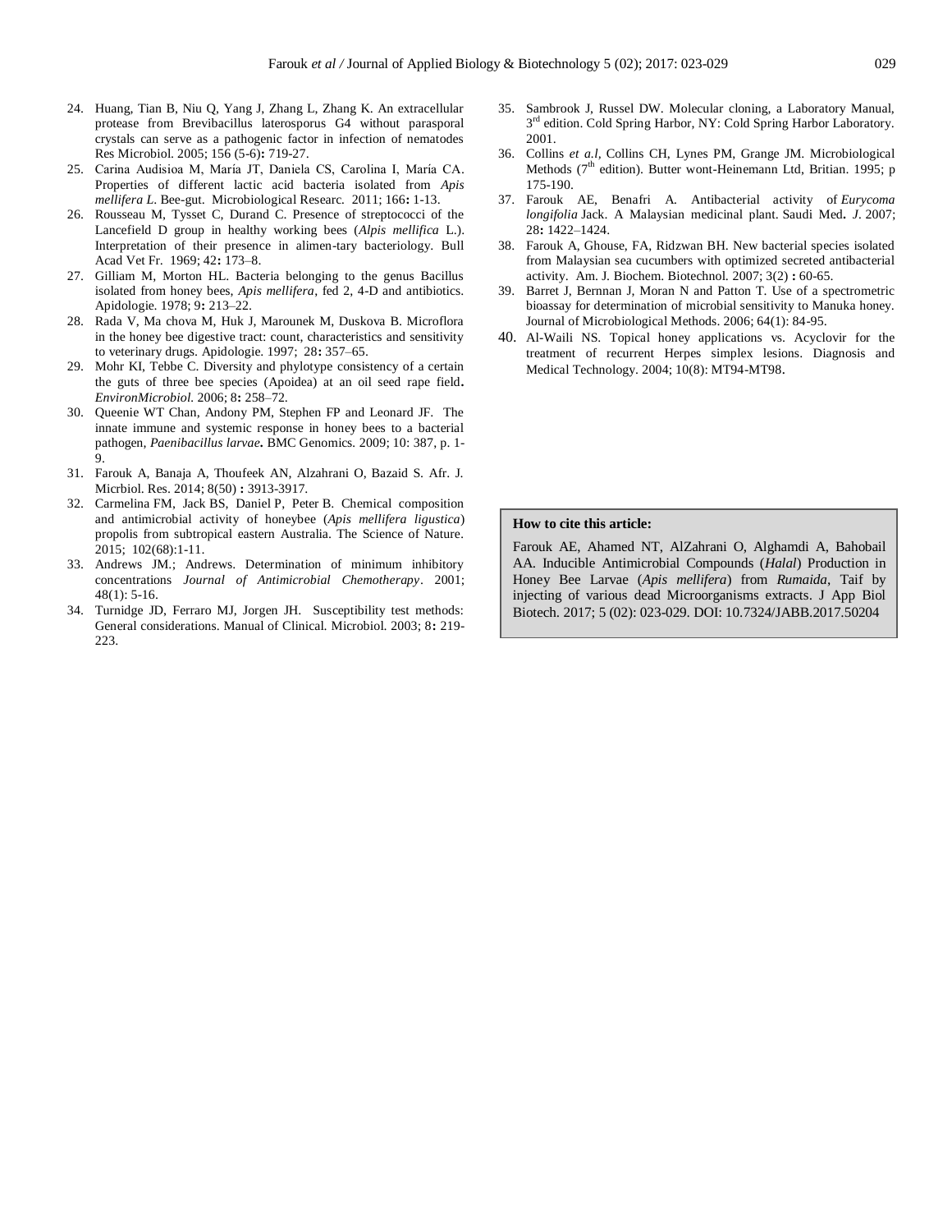24. Huang, Tian B, Niu Q, Yang J, Zhang L, Zhang K. An extracellular protease from Brevibacillus laterosporus G4 without parasporal crystals can serve as a pathogenic factor in infection of nematodes Res Microbiol. 2005; 156 (5-6)**:** 719-27.
25. Carina Audisioa M, María JT, Daniela CS, Carolina I, María CA. Properties of different lactic acid bacteria isolated from *Apis mellifera L*. Bee-gut. Microbiological Researc. 2011; 166**:** 1-13.
26. Rousseau M, Tysset C, Durand C. Presence of streptococci of the Lancefield D group in healthy working bees (*Alpis mellifica* L.). Interpretation of their presence in alimen-tary bacteriology. Bull Acad Vet Fr. 1969; 42**:** 173–8.
27. Gilliam M, Morton HL. Bacteria belonging to the genus Bacillus isolated from honey bees, *Apis mellifera*, fed 2, 4-D and antibiotics. Apidologie. 1978; 9**:** 213–22.
28. Rada V, Ma chova M, Huk J, Marounek M, Duskova B. Microflora in the honey bee digestive tract: count, characteristics and sensitivity to veterinary drugs. Apidologie. 1997; 28**:** 357–65.
29. Mohr KI, Tebbe C. Diversity and phylotype consistency of a certain the guts of three bee species (Apoidea) at an oil seed rape field**.** *EnvironMicrobiol.* 2006; 8**:** 258–72.
30. Queenie WT Chan, Andony PM, Stephen FP and Leonard JF. The innate immune and systemic response in honey bees to a bacterial pathogen, *Paenibacillus larvae***.** BMC Genomics. 2009; 10: 387, p. 1-9.
31. Farouk A, Banaja A, Thoufeek AN, Alzahrani O, Bazaid S. Afr. J. Micrbiol. Res. 2014; 8(50) **:** 3913-3917.
32. Carmelina FM, Jack BS, Daniel P, Peter B. Chemical composition and antimicrobial activity of honeybee (*Apis mellifera ligustica*) propolis from subtropical eastern Australia. The Science of Nature. 2015; 102(68):1-11.
33. Andrews JM.; Andrews. Determination of minimum inhibitory concentrations *Journal of Antimicrobial Chemotherapy*. 2001; 48(1): 5-16.
34. Turnidge JD, Ferraro MJ, Jorgen JH. Susceptibility test methods: General considerations. Manual of Clinical. Microbiol. 2003; 8**:** 219-223.
35. Sambrook J, Russel DW. Molecular cloning, a Laboratory Manual, 3rd edition. Cold Spring Harbor, NY: Cold Spring Harbor Laboratory. 2001.
36. Collins *et a.l,* Collins CH, Lynes PM, Grange JM. Microbiological Methods (7th edition). Butter wont-Heinemann Ltd, Britian. 1995; p 175-190.
37. Farouk AE, Benafri A. Antibacterial activity of *Eurycoma longifolia* Jack. A Malaysian medicinal plant. Saudi Med**.** *J*. 2007; 28**:** 1422–1424.
38. Farouk A, Ghouse, FA, Ridzwan BH. New bacterial species isolated from Malaysian sea cucumbers with optimized secreted antibacterial activity. Am. J. Biochem. Biotechnol. 2007; 3(2) **:** 60-65.
39. Barret J, Bernnan J, Moran N and Patton T. Use of a spectrometric bioassay for determination of microbial sensitivity to Manuka honey. Journal of Microbiological Methods. 2006; 64(1): 84-95.
40. Al-Waili NS. Topical honey applications vs. Acyclovir for the treatment of recurrent Herpes simplex lesions. Diagnosis and Medical Technology. 2004; 10(8): MT94-MT98.

**How to cite this article:**

Farouk AE, Ahamed NT, AlZahrani O, Alghamdi A, Bahobail AA. Inducible Antimicrobial Compounds (*Halal*) Production in Honey Bee Larvae (*Apis mellifera*) from *Rumaida*, Taif by injecting of various dead Microorganisms extracts. J App Biol Biotech. 2017; 5 (02): 023-029. DOI: 10.7324/JABB.2017.50204